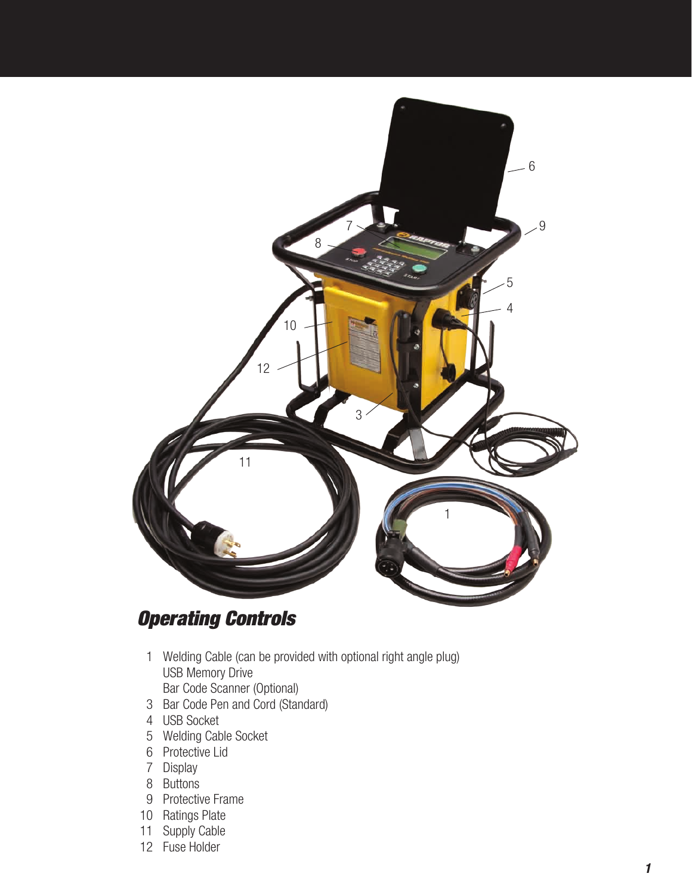## *Operating Controls*

1 Welding Cable (can be provided with optional right angle plug)
  USB Memory Drive
  Bar Code Scanner (Optional)
3 Bar Code Pen and Cord (Standard)
4 USB Socket
5 Welding Cable Socket
6 Protective Lid
7 Display
8 Buttons
9 Protective Frame
10 Ratings Plate
11 Supply Cable
12 Fuse Holder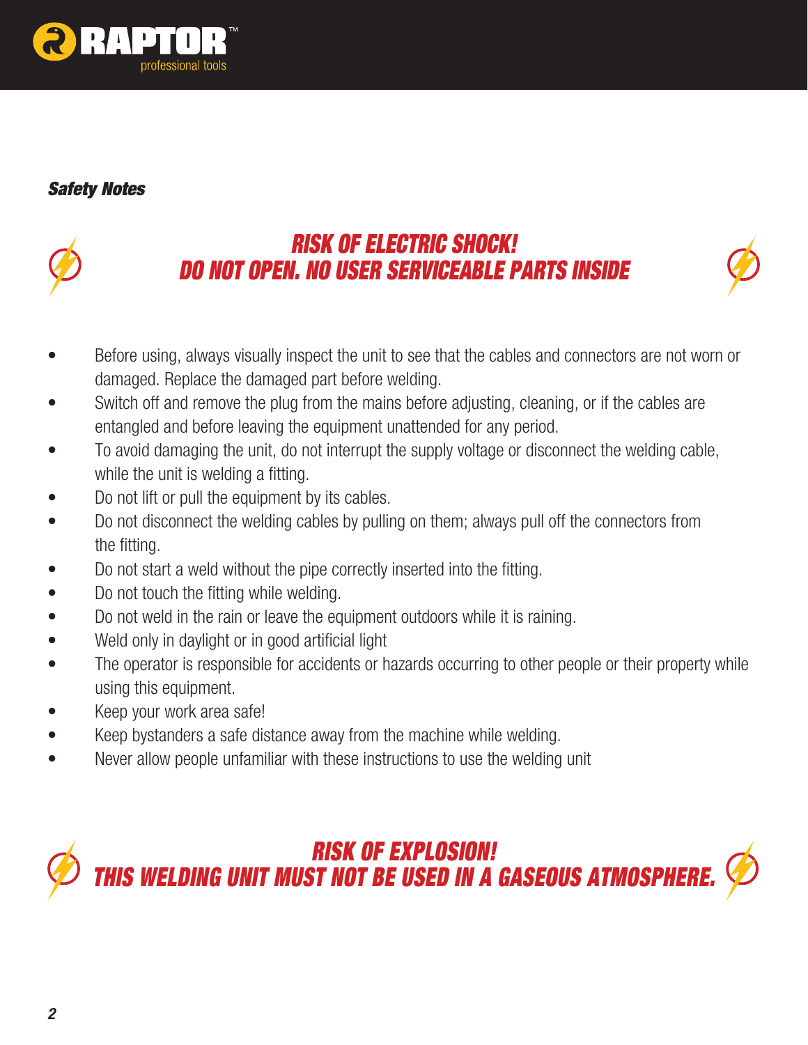## *Safety Notes*

### ***RISK OF ELECTRIC SHOCK!***
### ***DO NOT OPEN. NO USER SERVICEABLE PARTS INSIDE***

- Before using, always visually inspect the unit to see that the cables and connectors are not worn or damaged. Replace the damaged part before welding.
- Switch off and remove the plug from the mains before adjusting, cleaning, or if the cables are entangled and before leaving the equipment unattended for any period.
- To avoid damaging the unit, do not interrupt the supply voltage or disconnect the welding cable, while the unit is welding a fitting.
- Do not lift or pull the equipment by its cables.
- Do not disconnect the welding cables by pulling on them; always pull off the connectors from the fitting.
- Do not start a weld without the pipe correctly inserted into the fitting.
- Do not touch the fitting while welding.
- Do not weld in the rain or leave the equipment outdoors while it is raining.
- Weld only in daylight or in good artificial light
- The operator is responsible for accidents or hazards occurring to other people or their property while using this equipment.
- Keep your work area safe!
- Keep bystanders a safe distance away from the machine while welding.
- Never allow people unfamiliar with these instructions to use the welding unit

### ***RISK OF EXPLOSION!***
### ***THIS WELDING UNIT MUST NOT BE USED IN A GASEOUS ATMOSPHERE.***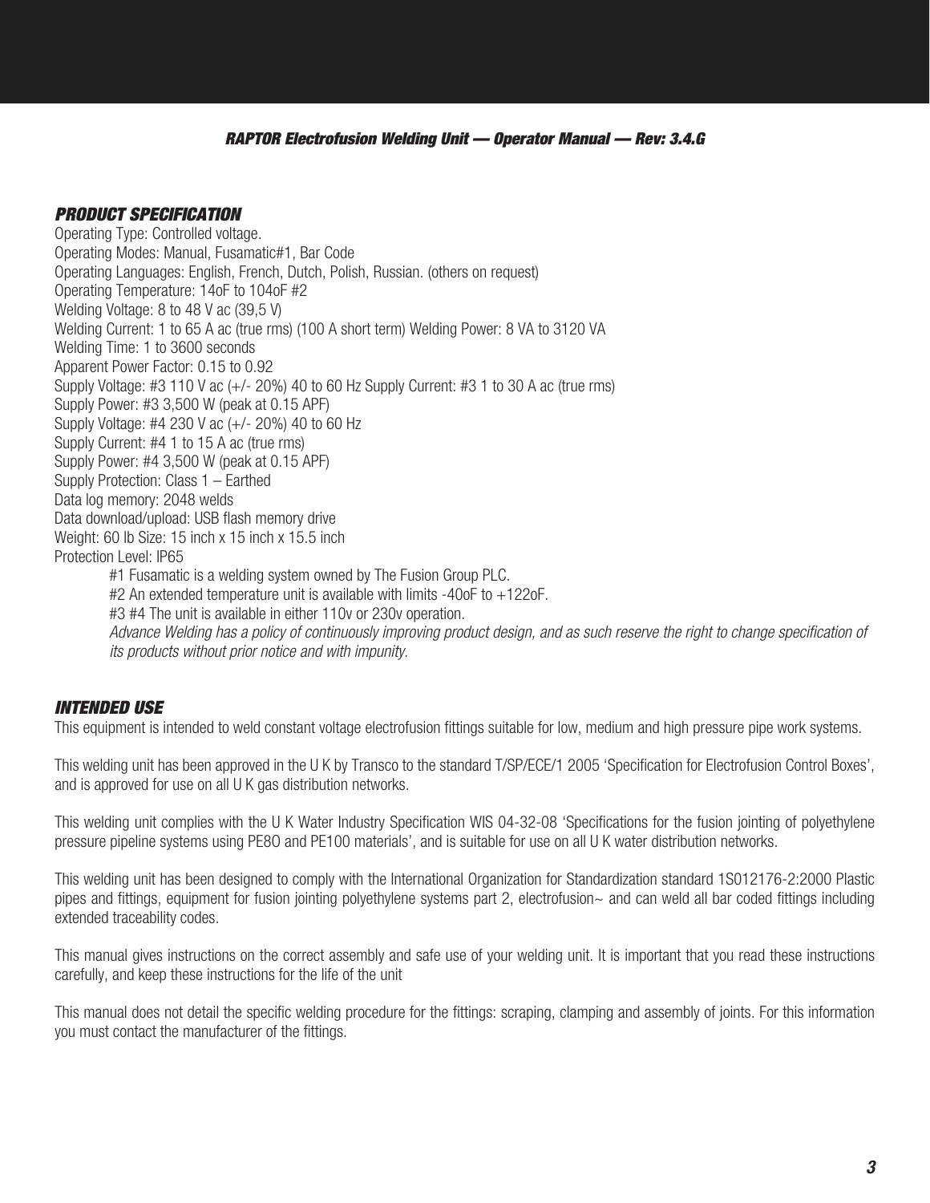## PRODUCT SPECIFICATION

Operating Type: Controlled voltage.
Operating Modes: Manual, Fusamatic#1, Bar Code
Operating Languages: English, French, Dutch, Polish, Russian. (others on request)
Operating Temperature: 14oF to 104oF #2
Welding Voltage: 8 to 48 V ac (39,5 V)
Welding Current: 1 to 65 A ac (true rms) (100 A short term) Welding Power: 8 VA to 3120 VA
Welding Time: 1 to 3600 seconds
Apparent Power Factor: 0.15 to 0.92
Supply Voltage: #3 110 V ac (+/- 20%) 40 to 60 Hz Supply Current: #3 1 to 30 A ac (true rms)
Supply Power: #3 3,500 W (peak at 0.15 APF)
Supply Voltage: #4 230 V ac (+/- 20%) 40 to 60 Hz
Supply Current: #4 1 to 15 A ac (true rms)
Supply Power: #4 3,500 W (peak at 0.15 APF)
Supply Protection: Class 1 – Earthed
Data log memory: 2048 welds
Data download/upload: USB flash memory drive
Weight: 60 lb Size: 15 inch x 15 inch x 15.5 inch
Protection Level: IP65

#1 Fusamatic is a welding system owned by The Fusion Group PLC.
#2 An extended temperature unit is available with limits -40oF to +122oF.
#3 #4 The unit is available in either 110v or 230v operation.
*Advance Welding has a policy of continuously improving product design, and as such reserve the right to change specification of its products without prior notice and with impunity.*

## INTENDED USE

This equipment is intended to weld constant voltage electrofusion fittings suitable for low, medium and high pressure pipe work systems.

This welding unit has been approved in the U K by Transco to the standard T/SP/ECE/1 2005 'Specification for Electrofusion Control Boxes', and is approved for use on all U K gas distribution networks.

This welding unit complies with the U K Water Industry Specification WIS 04-32-08 'Specifications for the fusion jointing of polyethylene pressure pipeline systems using PE8O and PE100 materials', and is suitable for use on all U K water distribution networks.

This welding unit has been designed to comply with the International Organization for Standardization standard 1S012176-2:2000 Plastic pipes and fittings, equipment for fusion jointing polyethylene systems part 2, electrofusion~ and can weld all bar coded fittings including extended traceability codes.

This manual gives instructions on the correct assembly and safe use of your welding unit. It is important that you read these instructions carefully, and keep these instructions for the life of the unit

This manual does not detail the specific welding procedure for the fittings: scraping, clamping and assembly of joints. For this information you must contact the manufacturer of the fittings.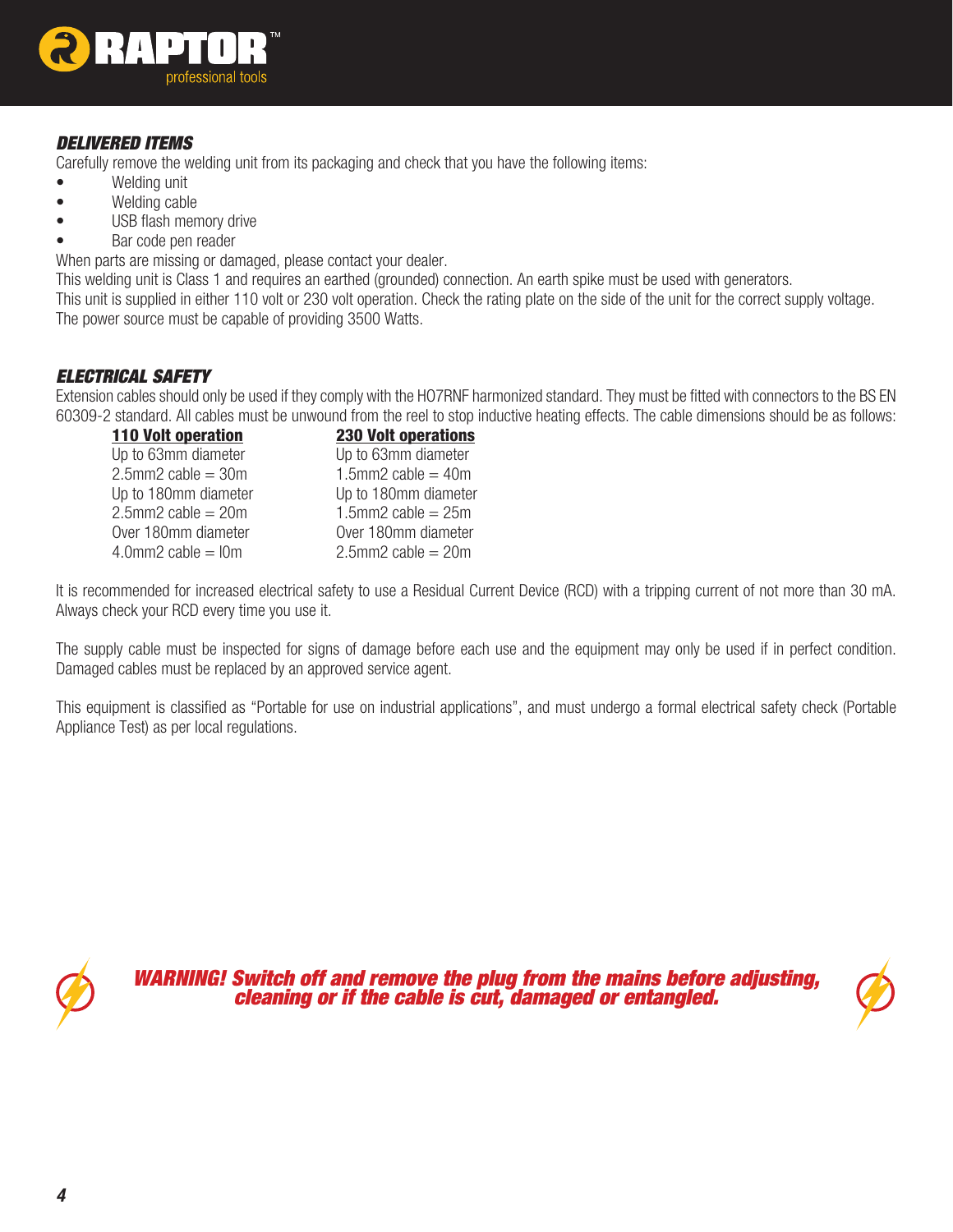## DELIVERED ITEMS

Carefully remove the welding unit from its packaging and check that you have the following items:

- Welding unit
- Welding cable
- USB flash memory drive
- Bar code pen reader

When parts are missing or damaged, please contact your dealer.

This welding unit is Class 1 and requires an earthed (grounded) connection. An earth spike must be used with generators.

This unit is supplied in either 110 volt or 230 volt operation. Check the rating plate on the side of the unit for the correct supply voltage.

The power source must be capable of providing 3500 Watts.

## ELECTRICAL SAFETY

Extension cables should only be used if they comply with the HO7RNF harmonized standard. They must be fitted with connectors to the BS EN 60309-2 standard. All cables must be unwound from the reel to stop inductive heating effects. The cable dimensions should be as follows:

| **110 Volt operation** | **230 Volt operations** |
|---|---|
| Up to 63mm diameter | Up to 63mm diameter |
| 2.5mm2 cable = 30m | 1.5mm2 cable = 40m |
| Up to 180mm diameter | Up to 180mm diameter |
| 2.5mm2 cable = 20m | 1.5mm2 cable = 25m |
| Over 180mm diameter | Over 180mm diameter |
| 4.0mm2 cable = l0m | 2.5mm2 cable = 20m |

It is recommended for increased electrical safety to use a Residual Current Device (RCD) with a tripping current of not more than 30 mA. Always check your RCD every time you use it.

The supply cable must be inspected for signs of damage before each use and the equipment may only be used if in perfect condition. Damaged cables must be replaced by an approved service agent.

This equipment is classified as "Portable for use on industrial applications", and must undergo a formal electrical safety check (Portable Appliance Test) as per local regulations.

***WARNING! Switch off and remove the plug from the mains before adjusting, cleaning or if the cable is cut, damaged or entangled.***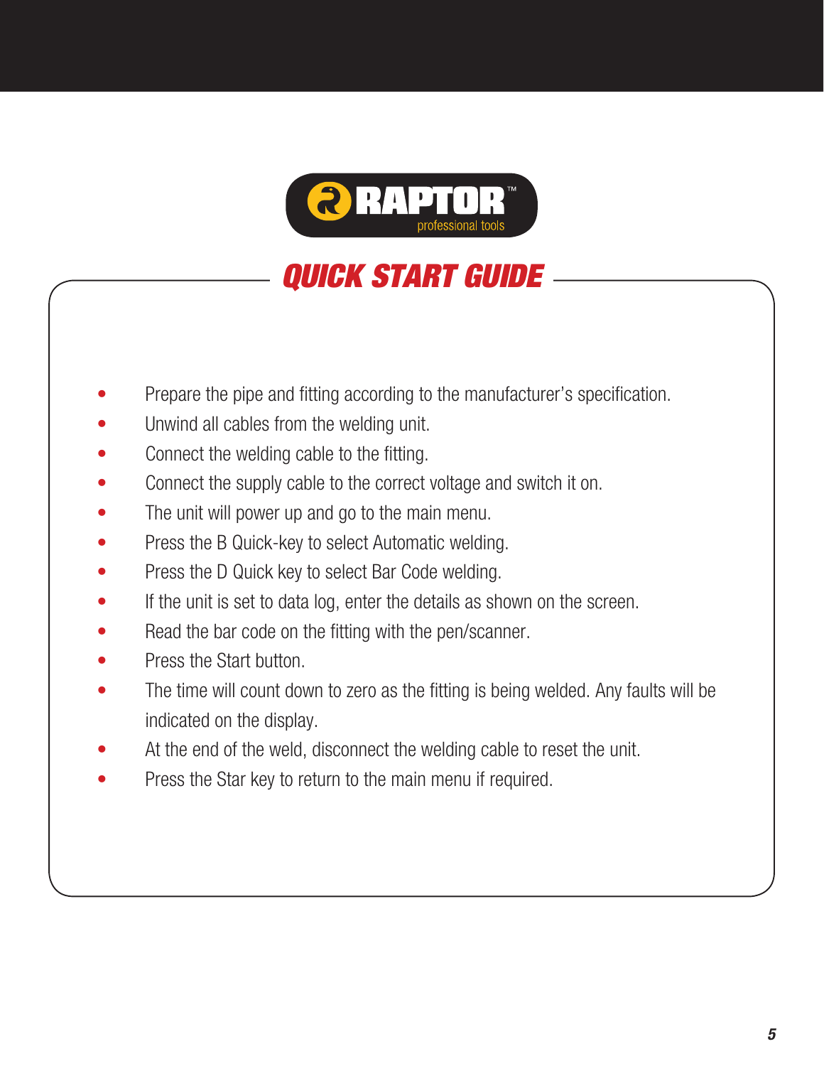RAPTOR™ professional tools

# QUICK START GUIDE

- Prepare the pipe and fitting according to the manufacturer's specification.
- Unwind all cables from the welding unit.
- Connect the welding cable to the fitting.
- Connect the supply cable to the correct voltage and switch it on.
- The unit will power up and go to the main menu.
- Press the B Quick-key to select Automatic welding.
- Press the D Quick key to select Bar Code welding.
- If the unit is set to data log, enter the details as shown on the screen.
- Read the bar code on the fitting with the pen/scanner.
- Press the Start button.
- The time will count down to zero as the fitting is being welded. Any faults will be indicated on the display.
- At the end of the weld, disconnect the welding cable to reset the unit.
- Press the Star key to return to the main menu if required.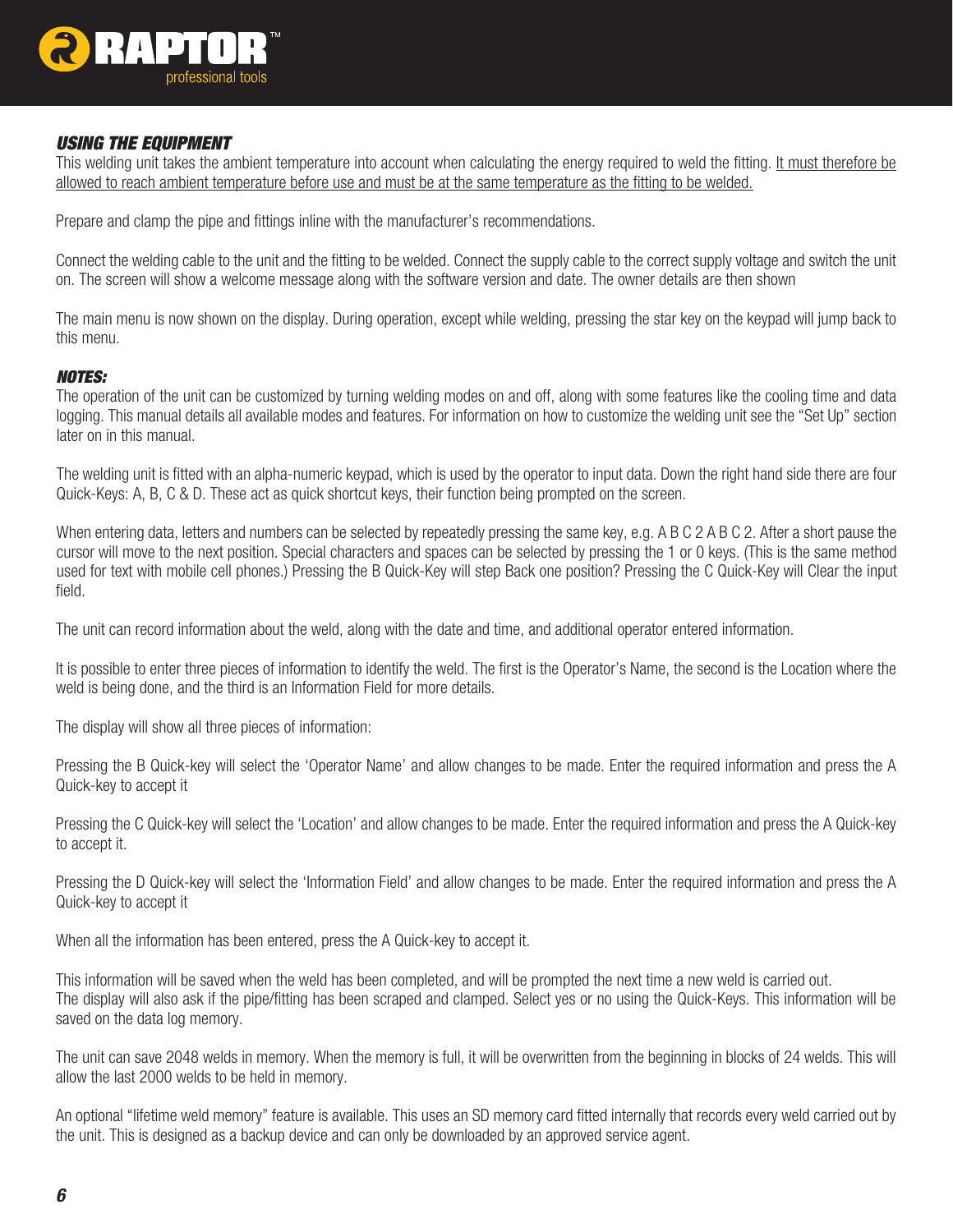## *USING THE EQUIPMENT*

This welding unit takes the ambient temperature into account when calculating the energy required to weld the fitting. <u>It must therefore be allowed to reach ambient temperature before use and must be at the same temperature as the fitting to be welded.</u>

Prepare and clamp the pipe and fittings inline with the manufacturer's recommendations.

Connect the welding cable to the unit and the fitting to be welded. Connect the supply cable to the correct supply voltage and switch the unit on. The screen will show a welcome message along with the software version and date. The owner details are then shown

The main menu is now shown on the display. During operation, except while welding, pressing the star key on the keypad will jump back to this menu.

### *NOTES:*

The operation of the unit can be customized by turning welding modes on and off, along with some features like the cooling time and data logging. This manual details all available modes and features. For information on how to customize the welding unit see the "Set Up" section later on in this manual.

The welding unit is fitted with an alpha-numeric keypad, which is used by the operator to input data. Down the right hand side there are four Quick-Keys: A, B, C & D. These act as quick shortcut keys, their function being prompted on the screen.

When entering data, letters and numbers can be selected by repeatedly pressing the same key, e.g. A B C 2 A B C 2. After a short pause the cursor will move to the next position. Special characters and spaces can be selected by pressing the 1 or 0 keys. (This is the same method used for text with mobile cell phones.) Pressing the B Quick-Key will step Back one position? Pressing the C Quick-Key will Clear the input field.

The unit can record information about the weld, along with the date and time, and additional operator entered information.

It is possible to enter three pieces of information to identify the weld. The first is the Operator's Name, the second is the Location where the weld is being done, and the third is an Information Field for more details.

The display will show all three pieces of information:

Pressing the B Quick-key will select the 'Operator Name' and allow changes to be made. Enter the required information and press the A Quick-key to accept it

Pressing the C Quick-key will select the 'Location' and allow changes to be made. Enter the required information and press the A Quick-key to accept it.

Pressing the D Quick-key will select the 'Information Field' and allow changes to be made. Enter the required information and press the A Quick-key to accept it

When all the information has been entered, press the A Quick-key to accept it.

This information will be saved when the weld has been completed, and will be prompted the next time a new weld is carried out.
The display will also ask if the pipe/fitting has been scraped and clamped. Select yes or no using the Quick-Keys. This information will be saved on the data log memory.

The unit can save 2048 welds in memory. When the memory is full, it will be overwritten from the beginning in blocks of 24 welds. This will allow the last 2000 welds to be held in memory.

An optional "lifetime weld memory" feature is available. This uses an SD memory card fitted internally that records every weld carried out by the unit. This is designed as a backup device and can only be downloaded by an approved service agent.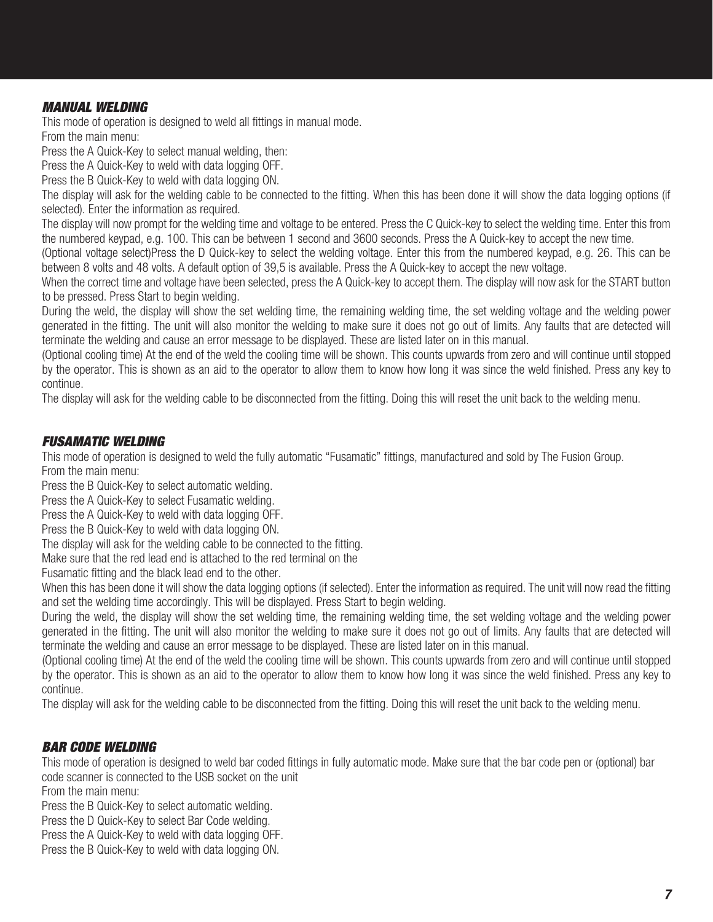### *MANUAL WELDING*

This mode of operation is designed to weld all fittings in manual mode.
From the main menu:
Press the A Quick-Key to select manual welding, then:
Press the A Quick-Key to weld with data logging OFF.
Press the B Quick-Key to weld with data logging ON.
The display will ask for the welding cable to be connected to the fitting. When this has been done it will show the data logging options (if selected). Enter the information as required.
The display will now prompt for the welding time and voltage to be entered. Press the C Quick-key to select the welding time. Enter this from the numbered keypad, e.g. 100. This can be between 1 second and 3600 seconds. Press the A Quick-key to accept the new time.
(Optional voltage select)Press the D Quick-key to select the welding voltage. Enter this from the numbered keypad, e.g. 26. This can be between 8 volts and 48 volts. A default option of 39,5 is available. Press the A Quick-key to accept the new voltage.
When the correct time and voltage have been selected, press the A Quick-key to accept them. The display will now ask for the START button to be pressed. Press Start to begin welding.
During the weld, the display will show the set welding time, the remaining welding time, the set welding voltage and the welding power generated in the fitting. The unit will also monitor the welding to make sure it does not go out of limits. Any faults that are detected will terminate the welding and cause an error message to be displayed. These are listed later on in this manual.
(Optional cooling time) At the end of the weld the cooling time will be shown. This counts upwards from zero and will continue until stopped by the operator. This is shown as an aid to the operator to allow them to know how long it was since the weld finished. Press any key to continue.
The display will ask for the welding cable to be disconnected from the fitting. Doing this will reset the unit back to the welding menu.

### *FUSAMATIC WELDING*

This mode of operation is designed to weld the fully automatic “Fusamatic” fittings, manufactured and sold by The Fusion Group.
From the main menu:
Press the B Quick-Key to select automatic welding.
Press the A Quick-Key to select Fusamatic welding.
Press the A Quick-Key to weld with data logging OFF.
Press the B Quick-Key to weld with data logging ON.
The display will ask for the welding cable to be connected to the fitting.
Make sure that the red lead end is attached to the red terminal on the
Fusamatic fitting and the black lead end to the other.
When this has been done it will show the data logging options (if selected). Enter the information as required. The unit will now read the fitting and set the welding time accordingly. This will be displayed. Press Start to begin welding.
During the weld, the display will show the set welding time, the remaining welding time, the set welding voltage and the welding power generated in the fitting. The unit will also monitor the welding to make sure it does not go out of limits. Any faults that are detected will terminate the welding and cause an error message to be displayed. These are listed later on in this manual.
(Optional cooling time) At the end of the weld the cooling time will be shown. This counts upwards from zero and will continue until stopped by the operator. This is shown as an aid to the operator to allow them to know how long it was since the weld finished. Press any key to continue.
The display will ask for the welding cable to be disconnected from the fitting. Doing this will reset the unit back to the welding menu.

### *BAR CODE WELDING*

This mode of operation is designed to weld bar coded fittings in fully automatic mode. Make sure that the bar code pen or (optional) bar code scanner is connected to the USB socket on the unit
From the main menu:
Press the B Quick-Key to select automatic welding.
Press the D Quick-Key to select Bar Code welding.
Press the A Quick-Key to weld with data logging OFF.
Press the B Quick-Key to weld with data logging ON.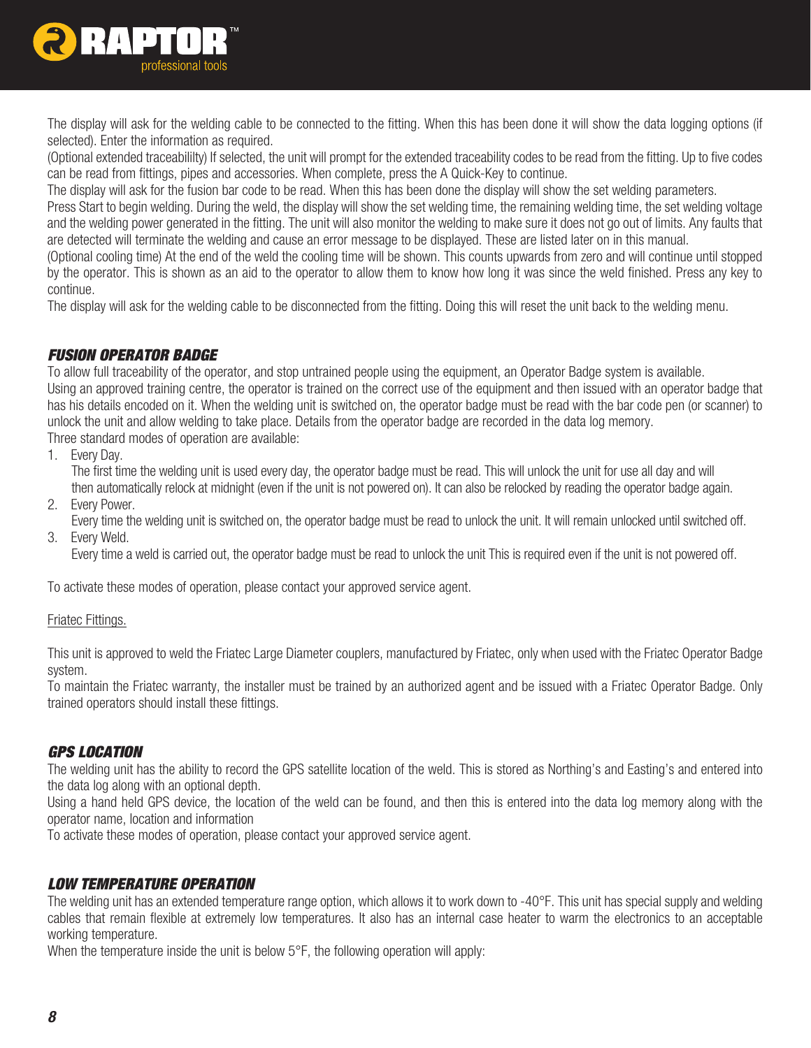The display will ask for the welding cable to be connected to the fitting. When this has been done it will show the data logging options (if selected). Enter the information as required.

(Optional extended traceabililty) If selected, the unit will prompt for the extended traceability codes to be read from the fitting. Up to five codes can be read from fittings, pipes and accessories. When complete, press the A Quick-Key to continue.

The display will ask for the fusion bar code to be read. When this has been done the display will show the set welding parameters.

Press Start to begin welding. During the weld, the display will show the set welding time, the remaining welding time, the set welding voltage and the welding power generated in the fitting. The unit will also monitor the welding to make sure it does not go out of limits. Any faults that are detected will terminate the welding and cause an error message to be displayed. These are listed later on in this manual.

(Optional cooling time) At the end of the weld the cooling time will be shown. This counts upwards from zero and will continue until stopped by the operator. This is shown as an aid to the operator to allow them to know how long it was since the weld finished. Press any key to continue.

The display will ask for the welding cable to be disconnected from the fitting. Doing this will reset the unit back to the welding menu.

### *FUSION OPERATOR BADGE*

To allow full traceability of the operator, and stop untrained people using the equipment, an Operator Badge system is available.

Using an approved training centre, the operator is trained on the correct use of the equipment and then issued with an operator badge that has his details encoded on it. When the welding unit is switched on, the operator badge must be read with the bar code pen (or scanner) to unlock the unit and allow welding to take place. Details from the operator badge are recorded in the data log memory.

Three standard modes of operation are available:

1. Every Day.
   The first time the welding unit is used every day, the operator badge must be read. This will unlock the unit for use all day and will then automatically relock at midnight (even if the unit is not powered on). It can also be relocked by reading the operator badge again.
2. Every Power.
   Every time the welding unit is switched on, the operator badge must be read to unlock the unit. It will remain unlocked until switched off.
3. Every Weld.
   Every time a weld is carried out, the operator badge must be read to unlock the unit This is required even if the unit is not powered off.

To activate these modes of operation, please contact your approved service agent.

<u>Friatec Fittings.</u>

This unit is approved to weld the Friatec Large Diameter couplers, manufactured by Friatec, only when used with the Friatec Operator Badge system.

To maintain the Friatec warranty, the installer must be trained by an authorized agent and be issued with a Friatec Operator Badge. Only trained operators should install these fittings.

### *GPS LOCATION*

The welding unit has the ability to record the GPS satellite location of the weld. This is stored as Northing's and Easting's and entered into the data log along with an optional depth.

Using a hand held GPS device, the location of the weld can be found, and then this is entered into the data log memory along with the operator name, location and information

To activate these modes of operation, please contact your approved service agent.

### *LOW TEMPERATURE OPERATION*

The welding unit has an extended temperature range option, which allows it to work down to -40°F. This unit has special supply and welding cables that remain flexible at extremely low temperatures. It also has an internal case heater to warm the electronics to an acceptable working temperature.

When the temperature inside the unit is below 5°F, the following operation will apply: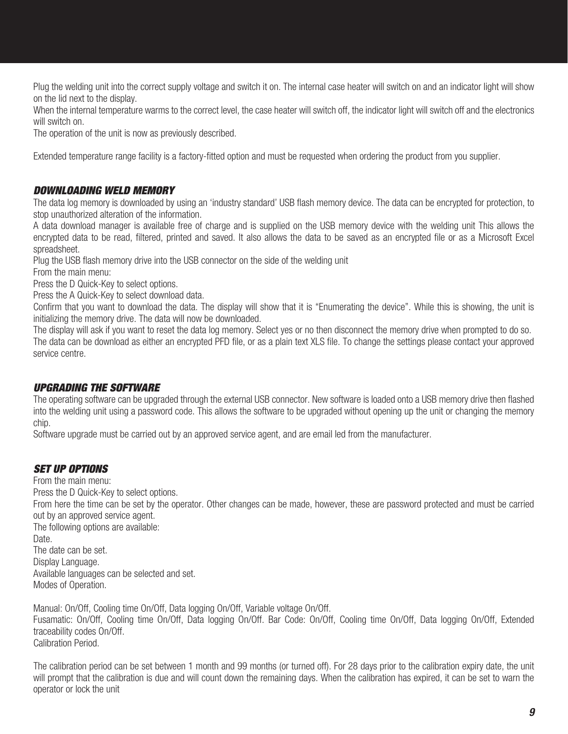Plug the welding unit into the correct supply voltage and switch it on. The internal case heater will switch on and an indicator light will show on the lid next to the display.

When the internal temperature warms to the correct level, the case heater will switch off, the indicator light will switch off and the electronics will switch on.

The operation of the unit is now as previously described.

Extended temperature range facility is a factory-fitted option and must be requested when ordering the product from you supplier.

### *DOWNLOADING WELD MEMORY*

The data log memory is downloaded by using an 'industry standard' USB flash memory device. The data can be encrypted for protection, to stop unauthorized alteration of the information.

A data download manager is available free of charge and is supplied on the USB memory device with the welding unit This allows the encrypted data to be read, filtered, printed and saved. It also allows the data to be saved as an encrypted file or as a Microsoft Excel spreadsheet.

Plug the USB flash memory drive into the USB connector on the side of the welding unit

From the main menu:

Press the D Quick-Key to select options.

Press the A Quick-Key to select download data.

Confirm that you want to download the data. The display will show that it is "Enumerating the device". While this is showing, the unit is initializing the memory drive. The data will now be downloaded.

The display will ask if you want to reset the data log memory. Select yes or no then disconnect the memory drive when prompted to do so.

The data can be download as either an encrypted PFD file, or as a plain text XLS file. To change the settings please contact your approved service centre.

### *UPGRADING THE SOFTWARE*

The operating software can be upgraded through the external USB connector. New software is loaded onto a USB memory drive then flashed into the welding unit using a password code. This allows the software to be upgraded without opening up the unit or changing the memory chip.

Software upgrade must be carried out by an approved service agent, and are email led from the manufacturer.

### *SET UP OPTIONS*

From the main menu:

Press the D Quick-Key to select options.

From here the time can be set by the operator. Other changes can be made, however, these are password protected and must be carried out by an approved service agent.

The following options are available:

Date.

The date can be set.

Display Language.

Available languages can be selected and set.

Modes of Operation.

Manual: On/Off, Cooling time On/Off, Data logging On/Off, Variable voltage On/Off.

Fusamatic: On/Off, Cooling time On/Off, Data logging On/Off. Bar Code: On/Off, Cooling time On/Off, Data logging On/Off, Extended traceability codes On/Off.

Calibration Period.

The calibration period can be set between 1 month and 99 months (or turned off). For 28 days prior to the calibration expiry date, the unit will prompt that the calibration is due and will count down the remaining days. When the calibration has expired, it can be set to warn the operator or lock the unit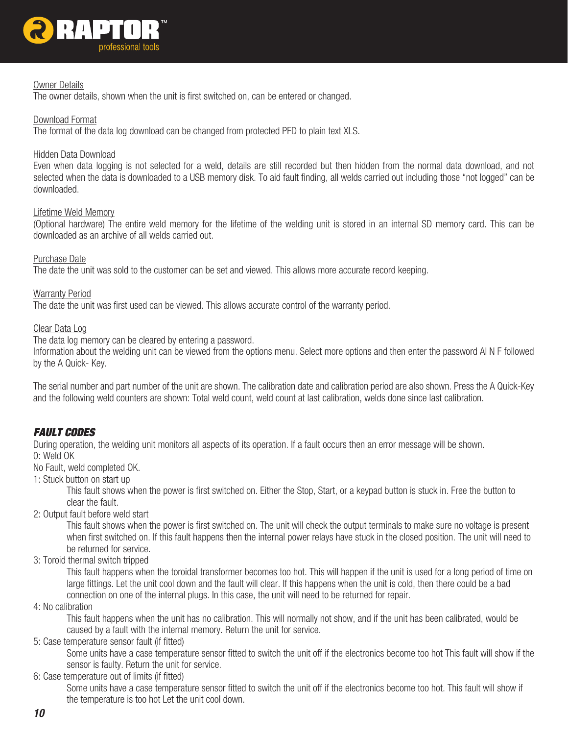Owner Details

The owner details, shown when the unit is first switched on, can be entered or changed.

Download Format

The format of the data log download can be changed from protected PFD to plain text XLS.

Hidden Data Download

Even when data logging is not selected for a weld, details are still recorded but then hidden from the normal data download, and not selected when the data is downloaded to a USB memory disk. To aid fault finding, all welds carried out including those “not logged” can be downloaded.

Lifetime Weld Memory

(Optional hardware) The entire weld memory for the lifetime of the welding unit is stored in an internal SD memory card. This can be downloaded as an archive of all welds carried out.

Purchase Date

The date the unit was sold to the customer can be set and viewed. This allows more accurate record keeping.

Warranty Period

The date the unit was first used can be viewed. This allows accurate control of the warranty period.

Clear Data Log

The data log memory can be cleared by entering a password.

Information about the welding unit can be viewed from the options menu. Select more options and then enter the password AI N F followed by the A Quick- Key.

The serial number and part number of the unit are shown. The calibration date and calibration period are also shown. Press the A Quick-Key and the following weld counters are shown: Total weld count, weld count at last calibration, welds done since last calibration.

## FAULT CODES

During operation, the welding unit monitors all aspects of its operation. If a fault occurs then an error message will be shown.

0: Weld OK

No Fault, weld completed OK.

1: Stuck button on start up

> This fault shows when the power is first switched on. Either the Stop, Start, or a keypad button is stuck in. Free the button to clear the fault.

2: Output fault before weld start

> This fault shows when the power is first switched on. The unit will check the output terminals to make sure no voltage is present when first switched on. If this fault happens then the internal power relays have stuck in the closed position. The unit will need to be returned for service.

3: Toroid thermal switch tripped

> This fault happens when the toroidal transformer becomes too hot. This will happen if the unit is used for a long period of time on large fittings. Let the unit cool down and the fault will clear. If this happens when the unit is cold, then there could be a bad connection on one of the internal plugs. In this case, the unit will need to be returned for repair.

4: No calibration

> This fault happens when the unit has no calibration. This will normally not show, and if the unit has been calibrated, would be caused by a fault with the internal memory. Return the unit for service.

5: Case temperature sensor fault (if fitted)

> Some units have a case temperature sensor fitted to switch the unit off if the electronics become too hot This fault will show if the sensor is faulty. Return the unit for service.

6: Case temperature out of limits (if fitted)

> Some units have a case temperature sensor fitted to switch the unit off if the electronics become too hot. This fault will show if the temperature is too hot Let the unit cool down.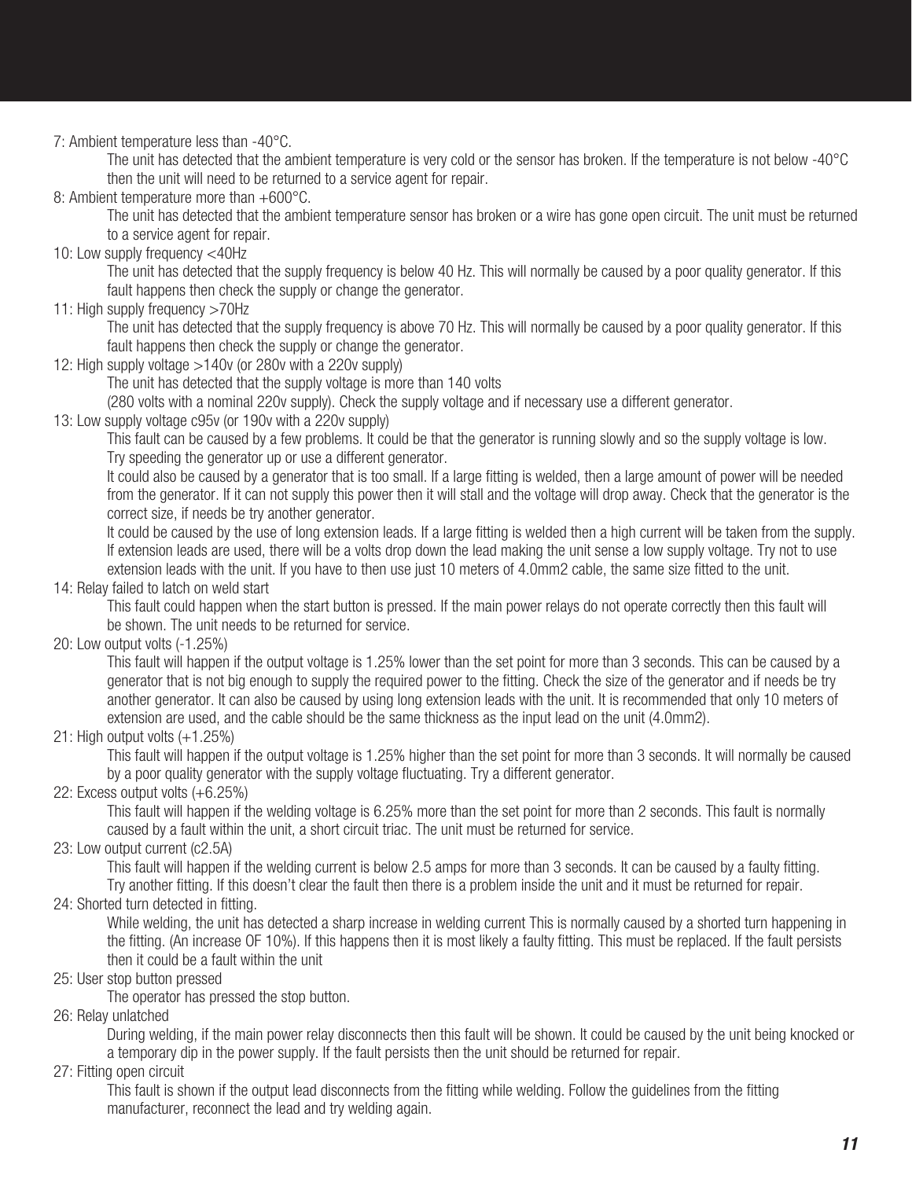7: Ambient temperature less than -40°C.

The unit has detected that the ambient temperature is very cold or the sensor has broken. If the temperature is not below -40°C then the unit will need to be returned to a service agent for repair.

8: Ambient temperature more than +600°C.

The unit has detected that the ambient temperature sensor has broken or a wire has gone open circuit. The unit must be returned to a service agent for repair.

10: Low supply frequency <40Hz

The unit has detected that the supply frequency is below 40 Hz. This will normally be caused by a poor quality generator. If this fault happens then check the supply or change the generator.

11: High supply frequency >70Hz

The unit has detected that the supply frequency is above 70 Hz. This will normally be caused by a poor quality generator. If this fault happens then check the supply or change the generator.

12: High supply voltage >140v (or 280v with a 220v supply)

The unit has detected that the supply voltage is more than 140 volts
(280 volts with a nominal 220v supply). Check the supply voltage and if necessary use a different generator.

13: Low supply voltage c95v (or 190v with a 220v supply)

This fault can be caused by a few problems. It could be that the generator is running slowly and so the supply voltage is low. Try speeding the generator up or use a different generator.

It could also be caused by a generator that is too small. If a large fitting is welded, then a large amount of power will be needed from the generator. If it can not supply this power then it will stall and the voltage will drop away. Check that the generator is the correct size, if needs be try another generator.

It could be caused by the use of long extension leads. If a large fitting is welded then a high current will be taken from the supply. If extension leads are used, there will be a volts drop down the lead making the unit sense a low supply voltage. Try not to use extension leads with the unit. If you have to then use just 10 meters of 4.0mm2 cable, the same size fitted to the unit.

14: Relay failed to latch on weld start

This fault could happen when the start button is pressed. If the main power relays do not operate correctly then this fault will be shown. The unit needs to be returned for service.

20: Low output volts (-1.25%)

This fault will happen if the output voltage is 1.25% lower than the set point for more than 3 seconds. This can be caused by a generator that is not big enough to supply the required power to the fitting. Check the size of the generator and if needs be try another generator. It can also be caused by using long extension leads with the unit. It is recommended that only 10 meters of extension are used, and the cable should be the same thickness as the input lead on the unit (4.0mm2).

21: High output volts (+1.25%)

This fault will happen if the output voltage is 1.25% higher than the set point for more than 3 seconds. It will normally be caused by a poor quality generator with the supply voltage fluctuating. Try a different generator.

22: Excess output volts (+6.25%)

This fault will happen if the welding voltage is 6.25% more than the set point for more than 2 seconds. This fault is normally caused by a fault within the unit, a short circuit triac. The unit must be returned for service.

23: Low output current (c2.5A)

This fault will happen if the welding current is below 2.5 amps for more than 3 seconds. It can be caused by a faulty fitting. Try another fitting. If this doesn't clear the fault then there is a problem inside the unit and it must be returned for repair.

24: Shorted turn detected in fitting.

While welding, the unit has detected a sharp increase in welding current This is normally caused by a shorted turn happening in the fitting. (An increase OF 10%). If this happens then it is most likely a faulty fitting. This must be replaced. If the fault persists then it could be a fault within the unit

25: User stop button pressed

The operator has pressed the stop button.

26: Relay unlatched

During welding, if the main power relay disconnects then this fault will be shown. It could be caused by the unit being knocked or a temporary dip in the power supply. If the fault persists then the unit should be returned for repair.

27: Fitting open circuit

This fault is shown if the output lead disconnects from the fitting while welding. Follow the guidelines from the fitting manufacturer, reconnect the lead and try welding again.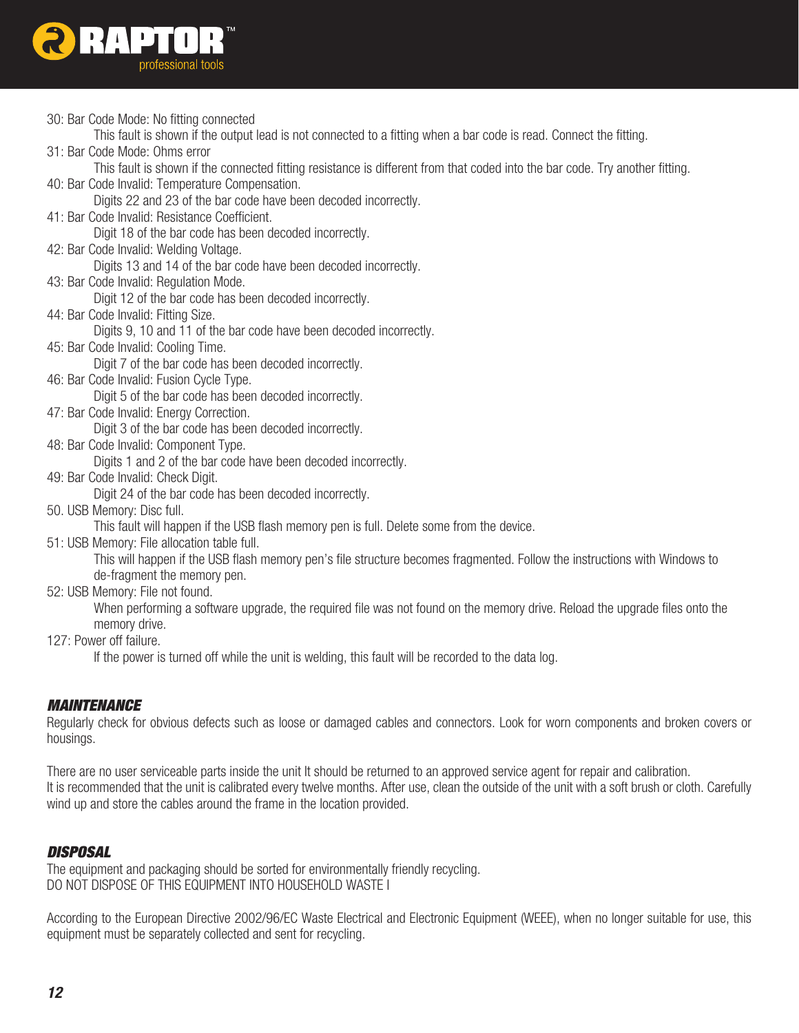30: Bar Code Mode: No fitting connected

This fault is shown if the output lead is not connected to a fitting when a bar code is read. Connect the fitting.

31: Bar Code Mode: Ohms error

This fault is shown if the connected fitting resistance is different from that coded into the bar code. Try another fitting.

40: Bar Code Invalid: Temperature Compensation.

Digits 22 and 23 of the bar code have been decoded incorrectly.

41: Bar Code Invalid: Resistance Coefficient.

Digit 18 of the bar code has been decoded incorrectly.

42: Bar Code Invalid: Welding Voltage.

Digits 13 and 14 of the bar code have been decoded incorrectly.

43: Bar Code Invalid: Regulation Mode.

Digit 12 of the bar code has been decoded incorrectly.

44: Bar Code Invalid: Fitting Size.

Digits 9, 10 and 11 of the bar code have been decoded incorrectly.

45: Bar Code Invalid: Cooling Time.

Digit 7 of the bar code has been decoded incorrectly.

46: Bar Code Invalid: Fusion Cycle Type.

Digit 5 of the bar code has been decoded incorrectly.

47: Bar Code Invalid: Energy Correction.

Digit 3 of the bar code has been decoded incorrectly.

48: Bar Code Invalid: Component Type.

Digits 1 and 2 of the bar code have been decoded incorrectly.

49: Bar Code Invalid: Check Digit.

Digit 24 of the bar code has been decoded incorrectly.

50. USB Memory: Disc full.

This fault will happen if the USB flash memory pen is full. Delete some from the device.

51: USB Memory: File allocation table full.

This will happen if the USB flash memory pen's file structure becomes fragmented. Follow the instructions with Windows to de-fragment the memory pen.

52: USB Memory: File not found.

When performing a software upgrade, the required file was not found on the memory drive. Reload the upgrade files onto the memory drive.

127: Power off failure.

If the power is turned off while the unit is welding, this fault will be recorded to the data log.

## *MAINTENANCE*

Regularly check for obvious defects such as loose or damaged cables and connectors. Look for worn components and broken covers or housings.

There are no user serviceable parts inside the unit It should be returned to an approved service agent for repair and calibration.
It is recommended that the unit is calibrated every twelve months. After use, clean the outside of the unit with a soft brush or cloth. Carefully wind up and store the cables around the frame in the location provided.

## *DISPOSAL*

The equipment and packaging should be sorted for environmentally friendly recycling.
DO NOT DISPOSE OF THIS EQUIPMENT INTO HOUSEHOLD WASTE I

According to the European Directive 2002/96/EC Waste Electrical and Electronic Equipment (WEEE), when no longer suitable for use, this equipment must be separately collected and sent for recycling.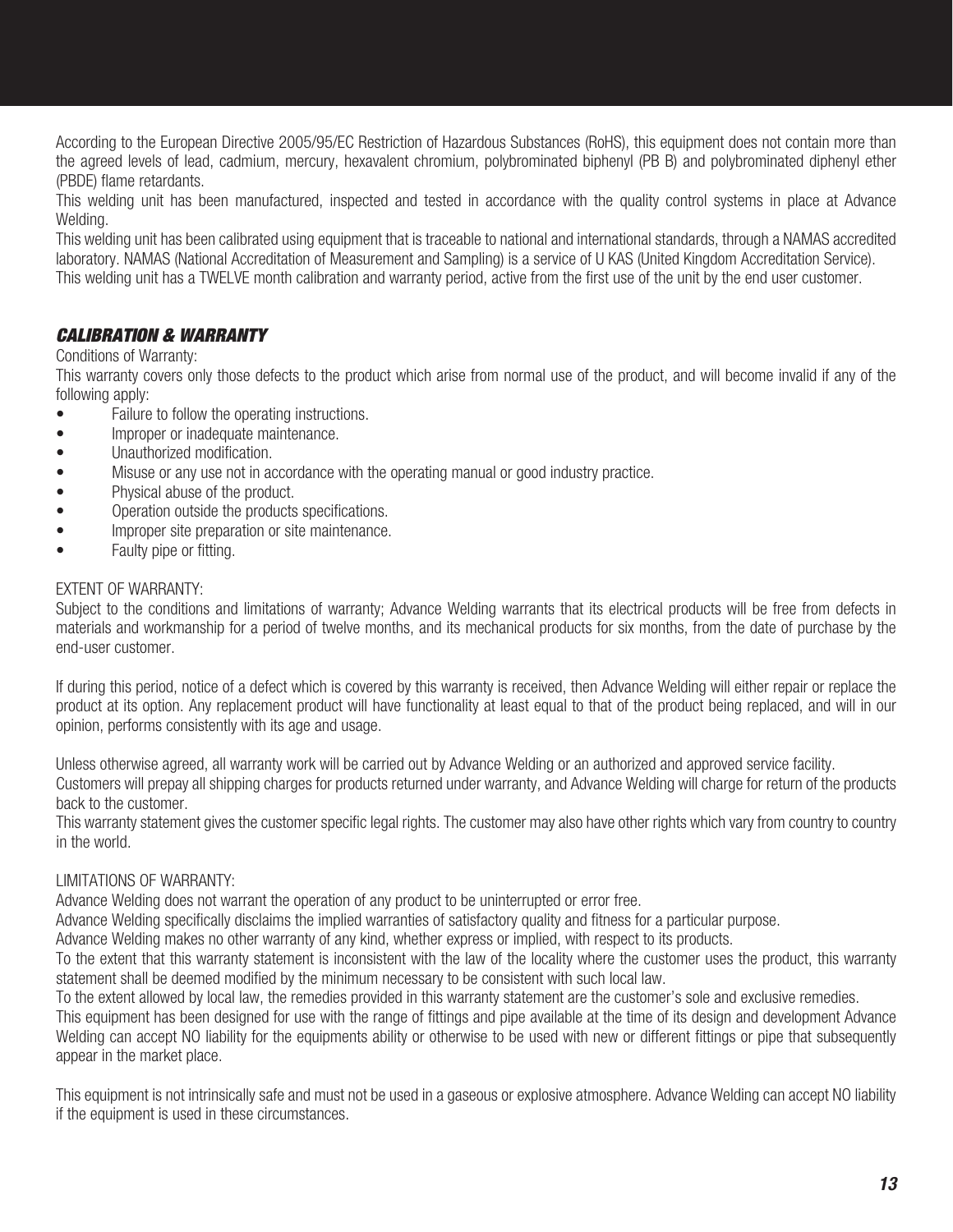According to the European Directive 2005/95/EC Restriction of Hazardous Substances (RoHS), this equipment does not contain more than the agreed levels of lead, cadmium, mercury, hexavalent chromium, polybrominated biphenyl (PB B) and polybrominated diphenyl ether (PBDE) flame retardants.

This welding unit has been manufactured, inspected and tested in accordance with the quality control systems in place at Advance Welding.

This welding unit has been calibrated using equipment that is traceable to national and international standards, through a NAMAS accredited laboratory. NAMAS (National Accreditation of Measurement and Sampling) is a service of U KAS (United Kingdom Accreditation Service).

This welding unit has a TWELVE month calibration and warranty period, active from the first use of the unit by the end user customer.

## CALIBRATION & WARRANTY

Conditions of Warranty:

This warranty covers only those defects to the product which arise from normal use of the product, and will become invalid if any of the following apply:

- Failure to follow the operating instructions.
- Improper or inadequate maintenance.
- Unauthorized modification.
- Misuse or any use not in accordance with the operating manual or good industry practice.
- Physical abuse of the product.
- Operation outside the products specifications.
- Improper site preparation or site maintenance.
- Faulty pipe or fitting.

EXTENT OF WARRANTY:

Subject to the conditions and limitations of warranty; Advance Welding warrants that its electrical products will be free from defects in materials and workmanship for a period of twelve months, and its mechanical products for six months, from the date of purchase by the end-user customer.

If during this period, notice of a defect which is covered by this warranty is received, then Advance Welding will either repair or replace the product at its option. Any replacement product will have functionality at least equal to that of the product being replaced, and will in our opinion, performs consistently with its age and usage.

Unless otherwise agreed, all warranty work will be carried out by Advance Welding or an authorized and approved service facility.

Customers will prepay all shipping charges for products returned under warranty, and Advance Welding will charge for return of the products back to the customer.

This warranty statement gives the customer specific legal rights. The customer may also have other rights which vary from country to country in the world.

LIMITATIONS OF WARRANTY:

Advance Welding does not warrant the operation of any product to be uninterrupted or error free.

Advance Welding specifically disclaims the implied warranties of satisfactory quality and fitness for a particular purpose.

Advance Welding makes no other warranty of any kind, whether express or implied, with respect to its products.

To the extent that this warranty statement is inconsistent with the law of the locality where the customer uses the product, this warranty statement shall be deemed modified by the minimum necessary to be consistent with such local law.

To the extent allowed by local law, the remedies provided in this warranty statement are the customer's sole and exclusive remedies.

This equipment has been designed for use with the range of fittings and pipe available at the time of its design and development Advance Welding can accept NO liability for the equipments ability or otherwise to be used with new or different fittings or pipe that subsequently appear in the market place.

This equipment is not intrinsically safe and must not be used in a gaseous or explosive atmosphere. Advance Welding can accept NO liability if the equipment is used in these circumstances.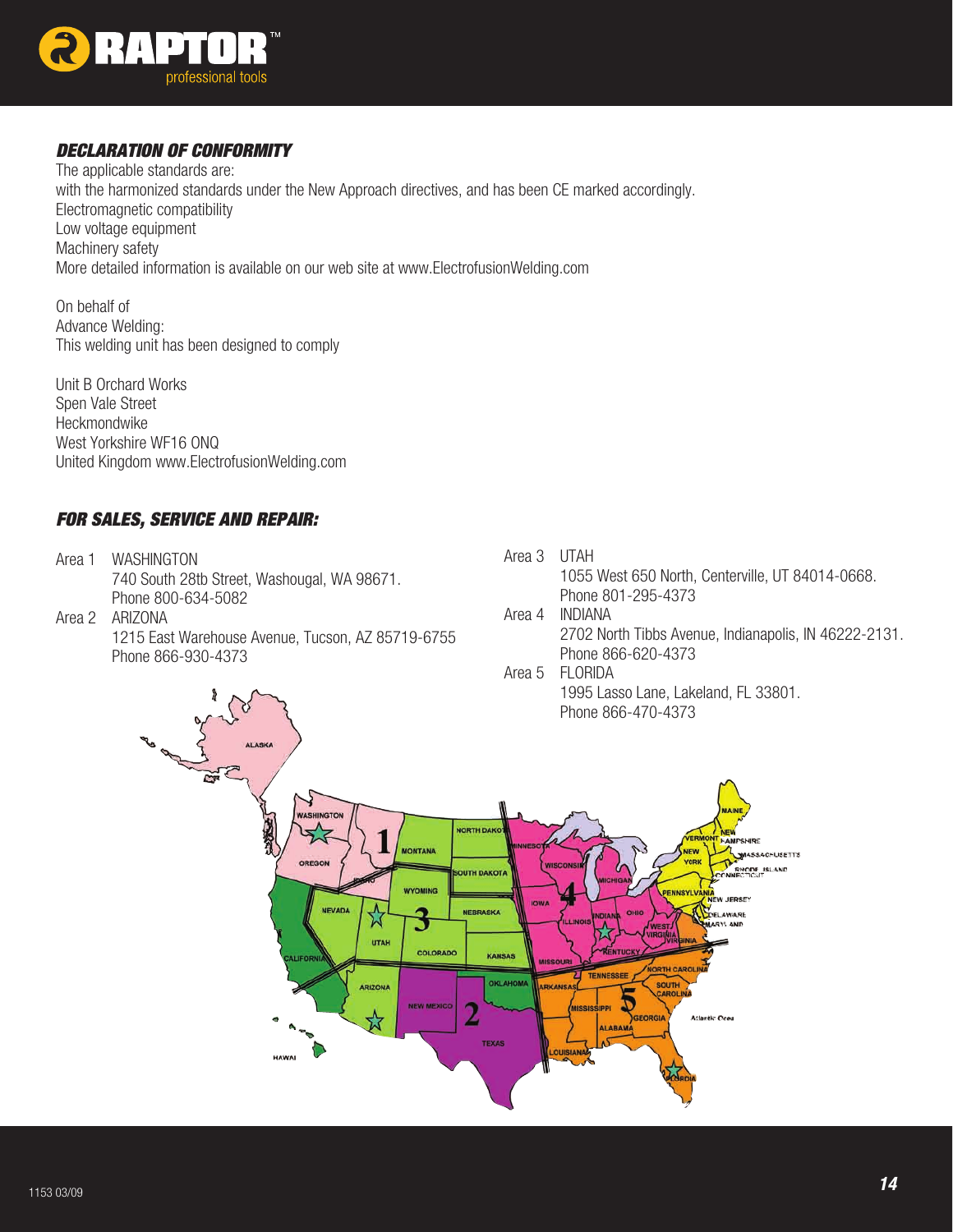## DECLARATION OF CONFORMITY

The applicable standards are:
with the harmonized standards under the New Approach directives, and has been CE marked accordingly.
Electromagnetic compatibility
Low voltage equipment
Machinery safety
More detailed information is available on our web site at www.ElectrofusionWelding.com

On behalf of
Advance Welding:
This welding unit has been designed to comply

Unit B Orchard Works
Spen Vale Street
Heckmondwike
West Yorkshire WF16 0NQ
United Kingdom www.ElectrofusionWelding.com

## FOR SALES, SERVICE AND REPAIR:

Area 1 WASHINGTON
740 South 28tb Street, Washougal, WA 98671.
Phone 800-634-5082

Area 2 ARIZONA
1215 East Warehouse Avenue, Tucson, AZ 85719-6755
Phone 866-930-4373

Area 3 UTAH
1055 West 650 North, Centerville, UT 84014-0668.
Phone 801-295-4373

Area 4 INDIANA
2702 North Tibbs Avenue, Indianapolis, IN 46222-2131.
Phone 866-620-4373

Area 5 FLORIDA
1995 Lasso Lane, Lakeland, FL 33801.
Phone 866-470-4373

1153 03/09